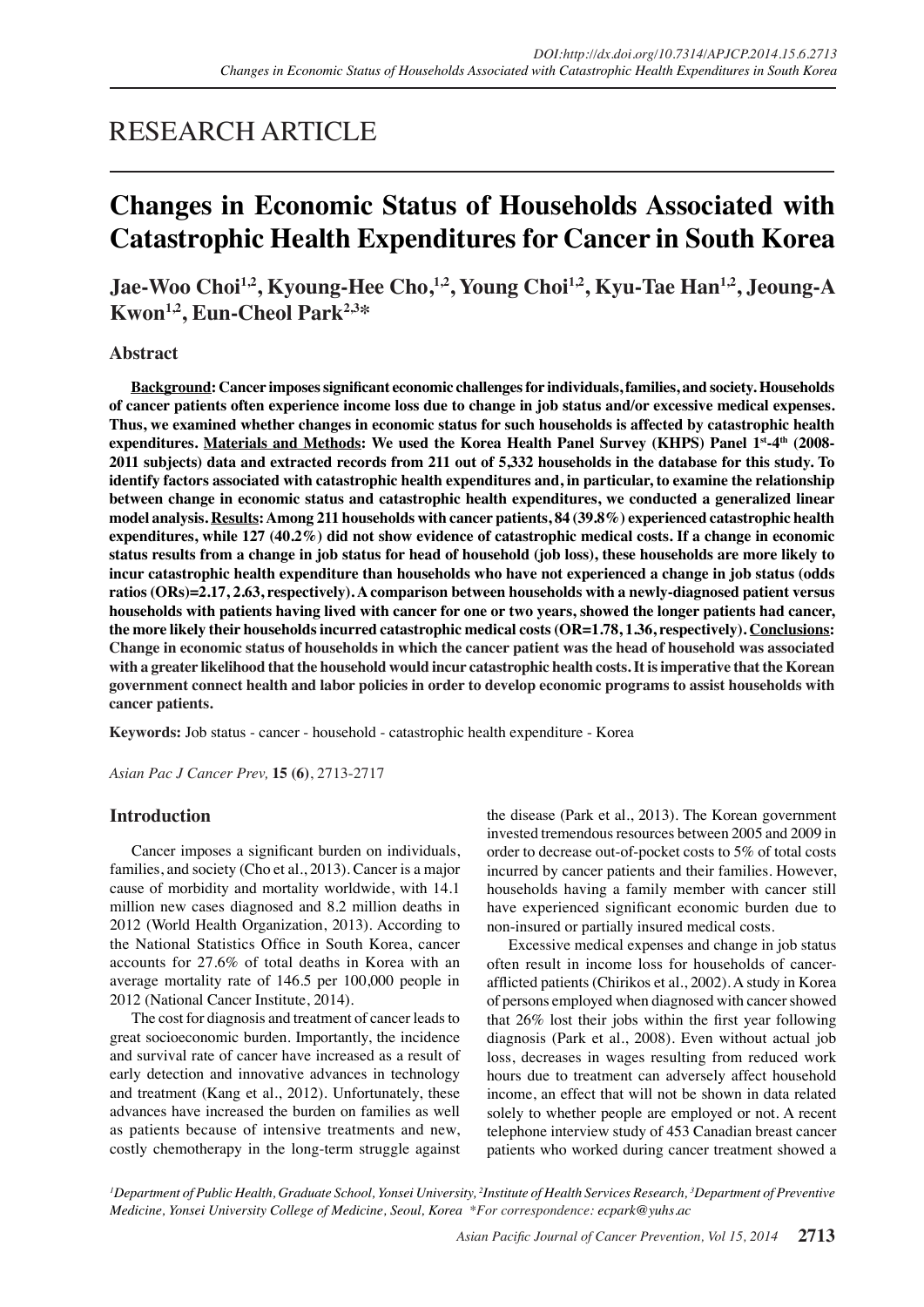RESEARCH ARTICLE

# Changes in Economic Status of Households Associated with Catastrophic Health Expenditures for Cancer in South Korea

**Jae-Woo Choi[1,2], Kyoung-Hee Cho,[1,2], Young Choi[1,2], Kyu-Tae Han[1,2], Jeoung-A Kwon[1,2], Eun-Cheol Park[2,3]***

## Abstract

**Background: Cancer imposes significant economic challenges for individuals, families, and society. Households of cancer patients often experience income loss due to change in job status and/or excessive medical expenses. Thus, we examined whether changes in economic status for such households is affected by catastrophic health expenditures. Materials and Methods: We used the Korea Health Panel Survey (KHPS) Panel 1st-4th (2008-2011 subjects) data and extracted records from 211 out of 5,332 households in the database for this study. To identify factors associated with catastrophic health expenditures and, in particular, to examine the relationship between change in economic status and catastrophic health expenditures, we conducted a generalized linear model analysis. Results: Among 211 households with cancer patients, 84 (39.8%) experienced catastrophic health expenditures, while 127 (40.2%) did not show evidence of catastrophic medical costs. If a change in economic status results from a change in job status for head of household (job loss), these households are more likely to incur catastrophic health expenditure than households who have not experienced a change in job status (odds ratios (ORs)=2.17, 2.63, respectively). A comparison between households with a newly-diagnosed patient versus households with patients having lived with cancer for one or two years, showed the longer patients had cancer, the more likely their households incurred catastrophic medical costs (OR=1.78, 1.36, respectively). Conclusions: Change in economic status of households in which the cancer patient was the head of household was associated with a greater likelihood that the household would incur catastrophic health costs. It is imperative that the Korean government connect health and labor policies in order to develop economic programs to assist households with cancer patients.**

**Keywords:** Job status - cancer - household - catastrophic health expenditure - Korea

*Asian Pac J Cancer Prev,* **15 (6)**, 2713-2717

## Introduction

Cancer imposes a significant burden on individuals, families, and society (Cho et al., 2013). Cancer is a major cause of morbidity and mortality worldwide, with 14.1 million new cases diagnosed and 8.2 million deaths in 2012 (World Health Organization, 2013). According to the National Statistics Office in South Korea, cancer accounts for 27.6% of total deaths in Korea with an average mortality rate of 146.5 per 100,000 people in 2012 (National Cancer Institute, 2014).

The cost for diagnosis and treatment of cancer leads to great socioeconomic burden. Importantly, the incidence and survival rate of cancer have increased as a result of early detection and innovative advances in technology and treatment (Kang et al., 2012). Unfortunately, these advances have increased the burden on families as well as patients because of intensive treatments and new, costly chemotherapy in the long-term struggle against the disease (Park et al., 2013). The Korean government invested tremendous resources between 2005 and 2009 in order to decrease out-of-pocket costs to 5% of total costs incurred by cancer patients and their families. However, households having a family member with cancer still have experienced significant economic burden due to non-insured or partially insured medical costs.

Excessive medical expenses and change in job status often result in income loss for households of cancer-afflicted patients (Chirikos et al., 2002). A study in Korea of persons employed when diagnosed with cancer showed that 26% lost their jobs within the first year following diagnosis (Park et al., 2008). Even without actual job loss, decreases in wages resulting from reduced work hours due to treatment can adversely affect household income, an effect that will not be shown in data related solely to whether people are employed or not. A recent telephone interview study of 453 Canadian breast cancer patients who worked during cancer treatment showed a

[1]Department of Public Health, Graduate School, Yonsei University, [2]Institute of Health Services Research, [3]Department of Preventive Medicine, Yonsei University College of Medicine, Seoul, Korea *For correspondence: ecpark@yuhs.ac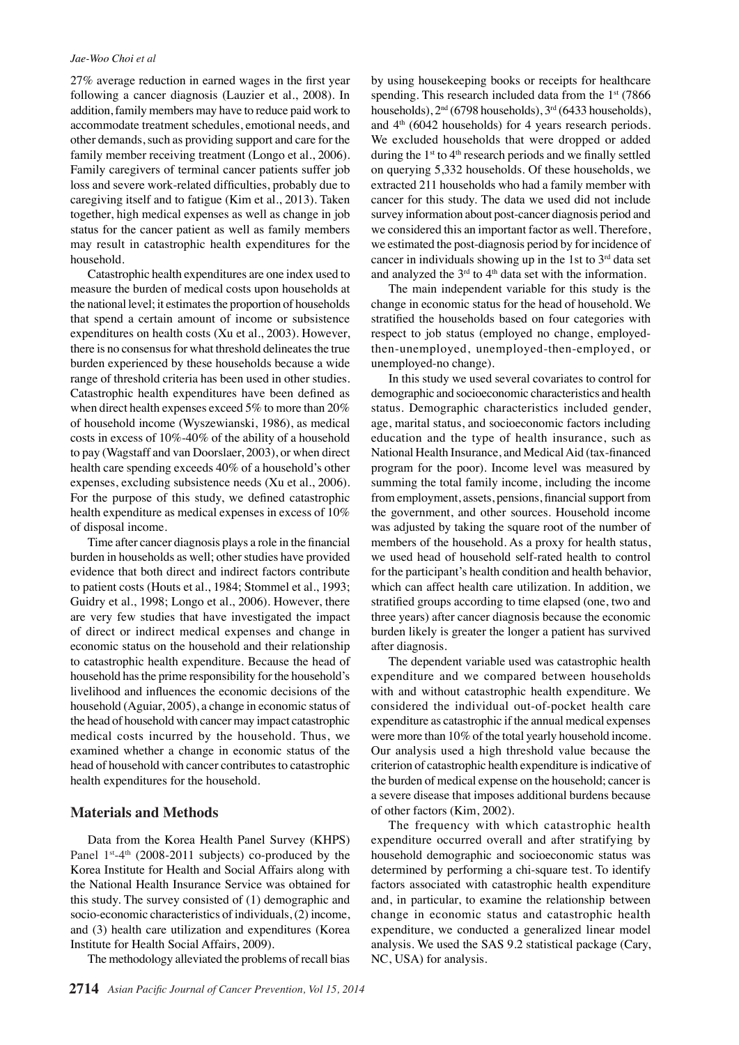27% average reduction in earned wages in the first year following a cancer diagnosis (Lauzier et al., 2008). In addition, family members may have to reduce paid work to accommodate treatment schedules, emotional needs, and other demands, such as providing support and care for the family member receiving treatment (Longo et al., 2006). Family caregivers of terminal cancer patients suffer job loss and severe work-related difficulties, probably due to caregiving itself and to fatigue (Kim et al., 2013). Taken together, high medical expenses as well as change in job status for the cancer patient as well as family members may result in catastrophic health expenditures for the household.

Catastrophic health expenditures are one index used to measure the burden of medical costs upon households at the national level; it estimates the proportion of households that spend a certain amount of income or subsistence expenditures on health costs (Xu et al., 2003). However, there is no consensus for what threshold delineates the true burden experienced by these households because a wide range of threshold criteria has been used in other studies. Catastrophic health expenditures have been defined as when direct health expenses exceed 5% to more than 20% of household income (Wyszewianski, 1986), as medical costs in excess of 10%-40% of the ability of a household to pay (Wagstaff and van Doorslaer, 2003), or when direct health care spending exceeds 40% of a household's other expenses, excluding subsistence needs (Xu et al., 2006). For the purpose of this study, we defined catastrophic health expenditure as medical expenses in excess of 10% of disposal income.

Time after cancer diagnosis plays a role in the financial burden in households as well; other studies have provided evidence that both direct and indirect factors contribute to patient costs (Houts et al., 1984; Stommel et al., 1993; Guidry et al., 1998; Longo et al., 2006). However, there are very few studies that have investigated the impact of direct or indirect medical expenses and change in economic status on the household and their relationship to catastrophic health expenditure. Because the head of household has the prime responsibility for the household's livelihood and influences the economic decisions of the household (Aguiar, 2005), a change in economic status of the head of household with cancer may impact catastrophic medical costs incurred by the household. Thus, we examined whether a change in economic status of the head of household with cancer contributes to catastrophic health expenditures for the household.

## Materials and Methods

Data from the Korea Health Panel Survey (KHPS) Panel 1st-4th (2008-2011 subjects) co-produced by the Korea Institute for Health and Social Affairs along with the National Health Insurance Service was obtained for this study. The survey consisted of (1) demographic and socio-economic characteristics of individuals, (2) income, and (3) health care utilization and expenditures (Korea Institute for Health Social Affairs, 2009).

The methodology alleviated the problems of recall bias by using housekeeping books or receipts for healthcare spending. This research included data from the 1st (7866 households), 2nd (6798 households), 3rd (6433 households), and 4th (6042 households) for 4 years research periods. We excluded households that were dropped or added during the 1st to 4th research periods and we finally settled on querying 5,332 households. Of these households, we extracted 211 households who had a family member with cancer for this study. The data we used did not include survey information about post-cancer diagnosis period and we considered this an important factor as well. Therefore, we estimated the post-diagnosis period by for incidence of cancer in individuals showing up in the 1st to 3rd data set and analyzed the 3rd to 4th data set with the information.

The main independent variable for this study is the change in economic status for the head of household. We stratified the households based on four categories with respect to job status (employed no change, employed-then-unemployed, unemployed-then-employed, or unemployed-no change).

In this study we used several covariates to control for demographic and socioeconomic characteristics and health status. Demographic characteristics included gender, age, marital status, and socioeconomic factors including education and the type of health insurance, such as National Health Insurance, and Medical Aid (tax-financed program for the poor). Income level was measured by summing the total family income, including the income from employment, assets, pensions, financial support from the government, and other sources. Household income was adjusted by taking the square root of the number of members of the household. As a proxy for health status, we used head of household self-rated health to control for the participant's health condition and health behavior, which can affect health care utilization. In addition, we stratified groups according to time elapsed (one, two and three years) after cancer diagnosis because the economic burden likely is greater the longer a patient has survived after diagnosis.

The dependent variable used was catastrophic health expenditure and we compared between households with and without catastrophic health expenditure. We considered the individual out-of-pocket health care expenditure as catastrophic if the annual medical expenses were more than 10% of the total yearly household income. Our analysis used a high threshold value because the criterion of catastrophic health expenditure is indicative of the burden of medical expense on the household; cancer is a severe disease that imposes additional burdens because of other factors (Kim, 2002).

The frequency with which catastrophic health expenditure occurred overall and after stratifying by household demographic and socioeconomic status was determined by performing a chi-square test. To identify factors associated with catastrophic health expenditure and, in particular, to examine the relationship between change in economic status and catastrophic health expenditure, we conducted a generalized linear model analysis. We used the SAS 9.2 statistical package (Cary, NC, USA) for analysis.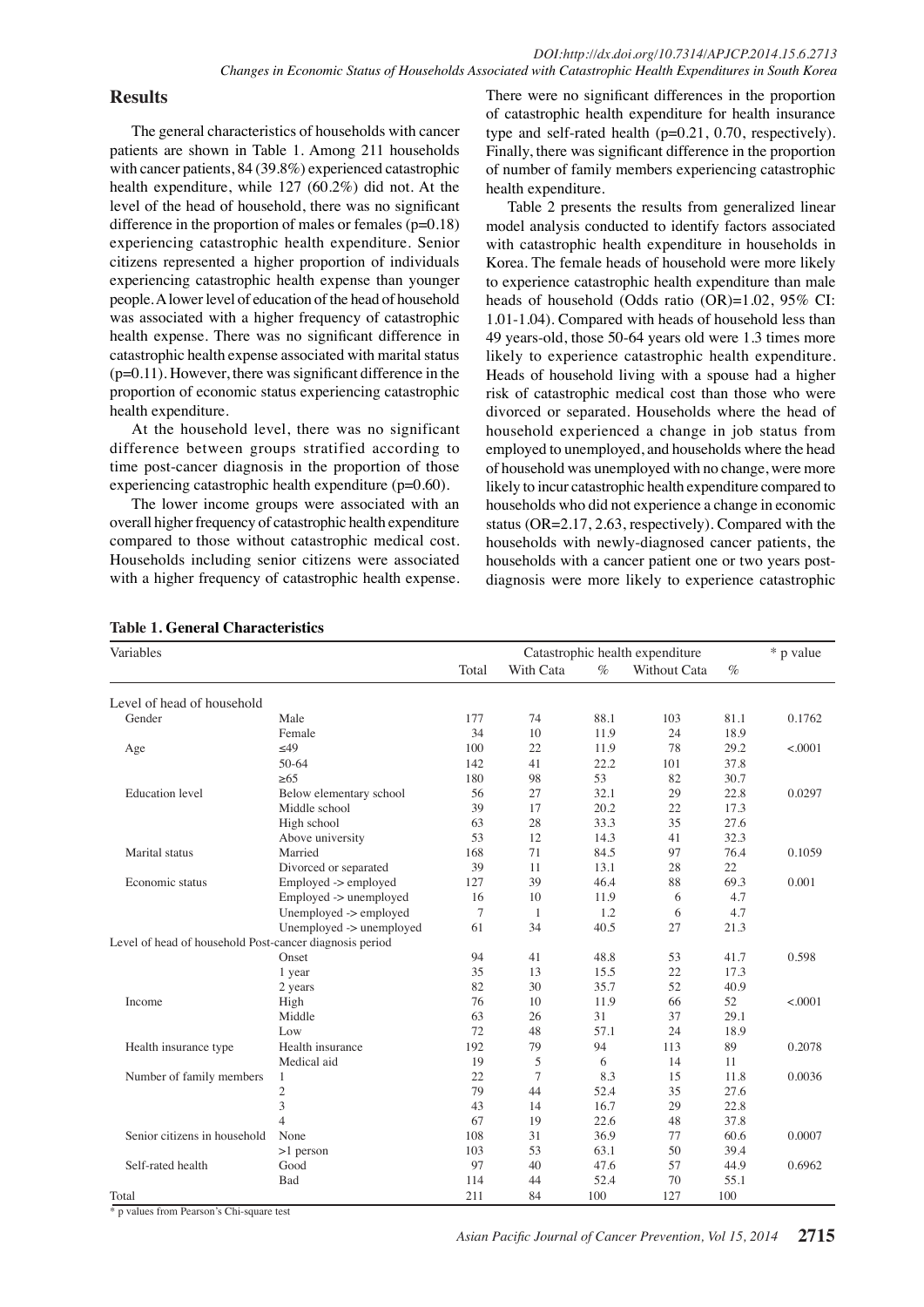## Results

The general characteristics of households with cancer patients are shown in Table 1. Among 211 households with cancer patients, 84 (39.8%) experienced catastrophic health expenditure, while 127 (60.2%) did not. At the level of the head of household, there was no significant difference in the proportion of males or females (p=0.18) experiencing catastrophic health expenditure. Senior citizens represented a higher proportion of individuals experiencing catastrophic health expense than younger people. A lower level of education of the head of household was associated with a higher frequency of catastrophic health expense. There was no significant difference in catastrophic health expense associated with marital status (p=0.11). However, there was significant difference in the proportion of economic status experiencing catastrophic health expenditure.

At the household level, there was no significant difference between groups stratified according to time post-cancer diagnosis in the proportion of those experiencing catastrophic health expenditure (p=0.60).

The lower income groups were associated with an overall higher frequency of catastrophic health expenditure compared to those without catastrophic medical cost. Households including senior citizens were associated with a higher frequency of catastrophic health expense. There were no significant differences in the proportion of catastrophic health expenditure for health insurance type and self-rated health (p=0.21, 0.70, respectively). Finally, there was significant difference in the proportion of number of family members experiencing catastrophic health expenditure.

Table 2 presents the results from generalized linear model analysis conducted to identify factors associated with catastrophic health expenditure in households in Korea. The female heads of household were more likely to experience catastrophic health expenditure than male heads of household (Odds ratio (OR)=1.02, 95% CI: 1.01-1.04). Compared with heads of household less than 49 years-old, those 50-64 years old were 1.3 times more likely to experience catastrophic health expenditure. Heads of household living with a spouse had a higher risk of catastrophic medical cost than those who were divorced or separated. Households where the head of household experienced a change in job status from employed to unemployed, and households where the head of household was unemployed with no change, were more likely to incur catastrophic health expenditure compared to households who did not experience a change in economic status (OR=2.17, 2.63, respectively). Compared with the households with newly-diagnosed cancer patients, the households with a cancer patient one or two years post-diagnosis were more likely to experience catastrophic

**Table 1. General Characteristics**

| Variables | | Catastrophic health expenditure | | | | | * p value |
|---|---|---|---|---|---|---|---|
| | | Total | With Cata | % | Without Cata | % | |
| Level of head of household | | | | | | | |
| Gender | Male | 177 | 74 | 88.1 | 103 | 81.1 | 0.1762 |
| | Female | 34 | 10 | 11.9 | 24 | 18.9 | |
| Age | ≤49 | 100 | 22 | 11.9 | 78 | 29.2 | <.0001 |
| | 50-64 | 142 | 41 | 22.2 | 101 | 37.8 | |
| | ≥65 | 180 | 98 | 53 | 82 | 30.7 | |
| Education level | Below elementary school | 56 | 27 | 32.1 | 29 | 22.8 | 0.0297 |
| | Middle school | 39 | 17 | 20.2 | 22 | 17.3 | |
| | High school | 63 | 28 | 33.3 | 35 | 27.6 | |
| | Above university | 53 | 12 | 14.3 | 41 | 32.3 | |
| Marital status | Married | 168 | 71 | 84.5 | 97 | 76.4 | 0.1059 |
| | Divorced or separated | 39 | 11 | 13.1 | 28 | 22 | |
| Economic status | Employed -> employed | 127 | 39 | 46.4 | 88 | 69.3 | 0.001 |
| | Employed -> unemployed | 16 | 10 | 11.9 | 6 | 4.7 | |
| | Unemployed -> employed | 7 | 1 | 1.2 | 6 | 4.7 | |
| | Unemployed -> unemployed | 61 | 34 | 40.5 | 27 | 21.3 | |
| Level of head of household Post-cancer diagnosis period | | | | | | | |
| | Onset | 94 | 41 | 48.8 | 53 | 41.7 | 0.598 |
| | 1 year | 35 | 13 | 15.5 | 22 | 17.3 | |
| | 2 years | 82 | 30 | 35.7 | 52 | 40.9 | |
| Income | High | 76 | 10 | 11.9 | 66 | 52 | <.0001 |
| | Middle | 63 | 26 | 31 | 37 | 29.1 | |
| | Low | 72 | 48 | 57.1 | 24 | 18.9 | |
| Health insurance type | Health insurance | 192 | 79 | 94 | 113 | 89 | 0.2078 |
| | Medical aid | 19 | 5 | 6 | 14 | 11 | |
| Number of family members | 1 | 22 | 7 | 8.3 | 15 | 11.8 | 0.0036 |
| | 2 | 79 | 44 | 52.4 | 35 | 27.6 | |
| | 3 | 43 | 14 | 16.7 | 29 | 22.8 | |
| | 4 | 67 | 19 | 22.6 | 48 | 37.8 | |
| Senior citizens in household | None | 108 | 31 | 36.9 | 77 | 60.6 | 0.0007 |
| | >1 person | 103 | 53 | 63.1 | 50 | 39.4 | |
| Self-rated health | Good | 97 | 40 | 47.6 | 57 | 44.9 | 0.6962 |
| | Bad | 114 | 44 | 52.4 | 70 | 55.1 | |
| Total | | 211 | 84 | 100 | 127 | 100 | |

* p values from Pearson's Chi-square test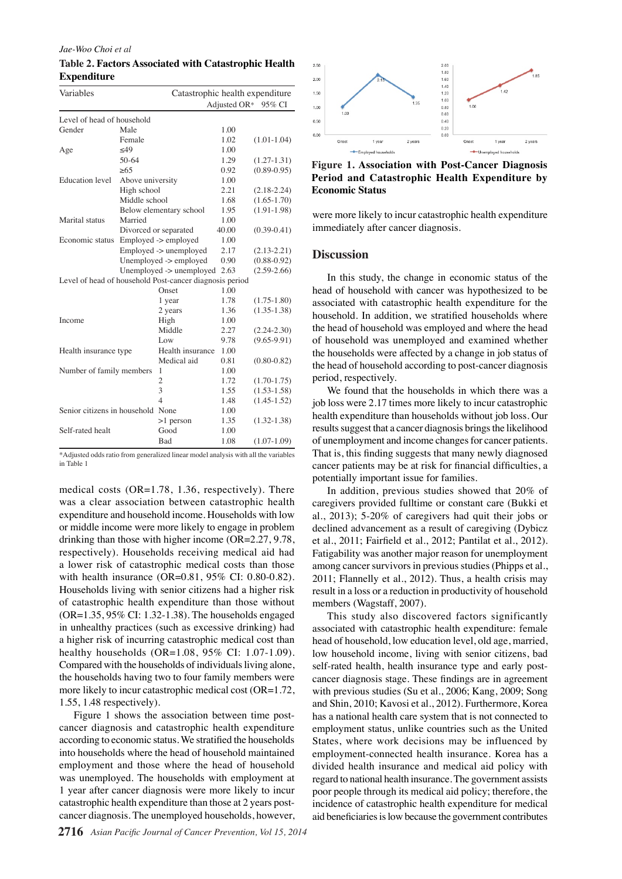**Table 2. Factors Associated with Catastrophic Health Expenditure**

| Variables | | Catastrophic health expenditure | |
|---|---|---|---|
| | | Adjusted OR* | 95% CI |
| Level of head of household | | | |
| Gender | Male | 1.00 | |
| | Female | 1.02 | (1.01-1.04) |
| Age | ≤49 | 1.00 | |
| | 50-64 | 1.29 | (1.27-1.31) |
| | ≥65 | 0.92 | (0.89-0.95) |
| Education level | Above university | 1.00 | |
| | High school | 2.21 | (2.18-2.24) |
| | Middle school | 1.68 | (1.65-1.70) |
| | Below elementary school | 1.95 | (1.91-1.98) |
| Marital status | Married | 1.00 | |
| | Divorced or separated | 40.00 | (0.39-0.41) |
| Economic status | Employed -> employed | 1.00 | |
| | Employed -> unemployed | 2.17 | (2.13-2.21) |
| | Unemployed -> employed | 0.90 | (0.88-0.92) |
| | Unemployed -> unemployed | 2.63 | (2.59-2.66) |
| Level of head of household Post-cancer diagnosis period | | | |
| | Onset | 1.00 | |
| | 1 year | 1.78 | (1.75-1.80) |
| | 2 years | 1.36 | (1.35-1.38) |
| Income | High | 1.00 | |
| | Middle | 2.27 | (2.24-2.30) |
| | Low | 9.78 | (9.65-9.91) |
| Health insurance type | Health insurance | 1.00 | |
| | Medical aid | 0.81 | (0.80-0.82) |
| Number of family members | 1 | 1.00 | |
| | 2 | 1.72 | (1.70-1.75) |
| | 3 | 1.55 | (1.53-1.58) |
| | 4 | 1.48 | (1.45-1.52) |
| Senior citizens in household | None | 1.00 | |
| | >1 person | 1.35 | (1.32-1.38) |
| Self-rated healt | Good | 1.00 | |
| | Bad | 1.08 | (1.07-1.09) |

*Adjusted odds ratio from generalized linear model analysis with all the variables in Table 1

medical costs (OR=1.78, 1.36, respectively). There was a clear association between catastrophic health expenditure and household income. Households with low or middle income were more likely to engage in problem drinking than those with higher income (OR=2.27, 9.78, respectively). Households receiving medical aid had a lower risk of catastrophic medical costs than those with health insurance (OR=0.81, 95% CI: 0.80-0.82). Households living with senior citizens had a higher risk of catastrophic health expenditure than those without (OR=1.35, 95% CI: 1.32-1.38). The households engaged in unhealthy practices (such as excessive drinking) had a higher risk of incurring catastrophic medical cost than healthy households (OR=1.08, 95% CI: 1.07-1.09). Compared with the households of individuals living alone, the households having two to four family members were more likely to incur catastrophic medical cost (OR=1.72, 1.55, 1.48 respectively).

Figure 1 shows the association between time post-cancer diagnosis and catastrophic health expenditure according to economic status. We stratified the households into households where the head of household maintained employment and those where the head of household was unemployed. The households with employment at 1 year after cancer diagnosis were more likely to incur catastrophic health expenditure than those at 2 years post-cancer diagnosis. The unemployed households, however, were more likely to incur catastrophic health expenditure immediately after cancer diagnosis.

**Figure 1. Association with Post-Cancer Diagnosis Period and Catastrophic Health Expenditure by Economic Status**

## Discussion

In this study, the change in economic status of the head of household with cancer was hypothesized to be associated with catastrophic health expenditure for the household. In addition, we stratified households where the head of household was employed and where the head of household was unemployed and examined whether the households were affected by a change in job status of the head of household according to post-cancer diagnosis period, respectively.

We found that the households in which there was a job loss were 2.17 times more likely to incur catastrophic health expenditure than households without job loss. Our results suggest that a cancer diagnosis brings the likelihood of unemployment and income changes for cancer patients. That is, this finding suggests that many newly diagnosed cancer patients may be at risk for financial difficulties, a potentially important issue for families.

In addition, previous studies showed that 20% of caregivers provided fulltime or constant care (Bukki et al., 2013); 5-20% of caregivers had quit their jobs or declined advancement as a result of caregiving (Dybicz et al., 2011; Fairfield et al., 2012; Pantilat et al., 2012). Fatigability was another major reason for unemployment among cancer survivors in previous studies (Phipps et al., 2011; Flannelly et al., 2012). Thus, a health crisis may result in a loss or a reduction in productivity of household members (Wagstaff, 2007).

This study also discovered factors significantly associated with catastrophic health expenditure: female head of household, low education level, old age, married, low household income, living with senior citizens, bad self-rated health, health insurance type and early post-cancer diagnosis stage. These findings are in agreement with previous studies (Su et al., 2006; Kang, 2009; Song and Shin, 2010; Kavosi et al., 2012). Furthermore, Korea has a national health care system that is not connected to employment status, unlike countries such as the United States, where work decisions may be influenced by employment-connected health insurance. Korea has a divided health insurance and medical aid policy with regard to national health insurance. The government assists poor people through its medical aid policy; therefore, the incidence of catastrophic health expenditure for medical aid beneficiaries is low because the government contributes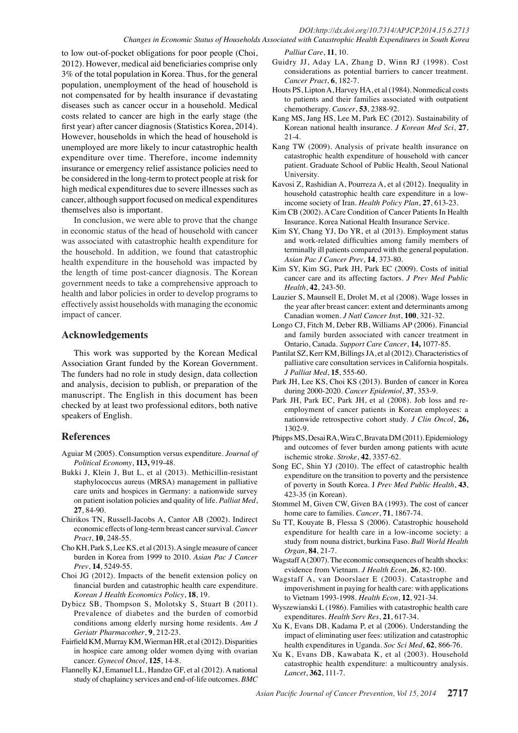to low out-of-pocket obligations for poor people (Choi, 2012). However, medical aid beneficiaries comprise only 3% of the total population in Korea. Thus, for the general population, unemployment of the head of household is not compensated for by health insurance if devastating diseases such as cancer occur in a household. Medical costs related to cancer are high in the early stage (the first year) after cancer diagnosis (Statistics Korea, 2014). However, households in which the head of household is unemployed are more likely to incur catastrophic health expenditure over time. Therefore, income indemnity insurance or emergency relief assistance policies need to be considered in the long-term to protect people at risk for high medical expenditures due to severe illnesses such as cancer, although support focused on medical expenditures themselves also is important.

In conclusion, we were able to prove that the change in economic status of the head of household with cancer was associated with catastrophic health expenditure for the household. In addition, we found that catastrophic health expenditure in the household was impacted by the length of time post-cancer diagnosis. The Korean government needs to take a comprehensive approach to health and labor policies in order to develop programs to effectively assist households with managing the economic impact of cancer.

## Acknowledgements

This work was supported by the Korean Medical Association Grant funded by the Korean Government. The funders had no role in study design, data collection and analysis, decision to publish, or preparation of the manuscript. The English in this document has been checked by at least two professional editors, both native speakers of English.

## References

Aguiar M (2005). Consumption versus expenditure. *Journal of Political Economy*, **113,** 919-48.

Bukki J, Klein J, But L, et al (2013). Methicillin-resistant staphylococcus aureus (MRSA) management in palliative care units and hospices in Germany: a nationwide survey on patient isolation policies and quality of life. *Palliat Med*, **27**, 84-90.

Chirikos TN, Russell-Jacobs A, Cantor AB (2002). Indirect economic effects of long-term breast cancer survival. *Cancer Pract*, **10**, 248-55.

Cho KH, Park S, Lee KS, et al (2013). A single measure of cancer burden in Korea from 1999 to 2010. *Asian Pac J Cancer Prev*, **14**, 5249-55.

Choi JG (2012). Impacts of the benefit extension policy on financial burden and catastrophic health care expenditure. *Korean J Health Economics Policy*, **18**, 19.

Dybicz SB, Thompson S, Molotsky S, Stuart B (2011). Prevalence of diabetes and the burden of comorbid conditions among elderly nursing home residents. *Am J Geriatr Pharmacother*, **9**, 212-23.

Fairfield KM, Murray KM, Wierman HR, et al (2012). Disparities in hospice care among older women dying with ovarian cancer. *Gynecol Oncol*, **125**, 14-8.

Flannelly KJ, Emanuel LL, Handzo GF, et al (2012). A national study of chaplaincy services and end-of-life outcomes. *BMC Palliat Care*, **11**, 10.

Guidry JJ, Aday LA, Zhang D, Winn RJ (1998). Cost considerations as potential barriers to cancer treatment. *Cancer Pract*, **6**, 182-7.

Houts PS, Lipton A, Harvey HA, et al (1984). Nonmedical costs to patients and their families associated with outpatient chemotherapy. *Cancer*, **53**, 2388-92.

Kang MS, Jang HS, Lee M, Park EC (2012). Sustainability of Korean national health insurance. *J Korean Med Sci*, **27**, 21-4.

Kang TW (2009). Analysis of private health insurance on catastrophic health expenditure of household with cancer patient. Graduate School of Public Health, Seoul National University.

Kavosi Z, Rashidian A, Pourreza A, et al (2012). Inequality in household catastrophic health care expenditure in a low-income society of Iran. *Health Policy Plan*, **27**, 613-23.

Kim CB (2002). A Care Condition of Cancer Patients In Health Insurance. Korea National Health Insurance Service.

Kim SY, Chang YJ, Do YR, et al (2013). Employment status and work-related difficulties among family members of terminally ill patients compared with the general population. *Asian Pac J Cancer Prev*, **14**, 373-80.

Kim SY, Kim SG, Park JH, Park EC (2009). Costs of initial cancer care and its affecting factors. *J Prev Med Public Health*, **42**, 243-50.

Lauzier S, Maunsell E, Drolet M, et al (2008). Wage losses in the year after breast cancer: extent and determinants among Canadian women. *J Natl Cancer Inst*, **100**, 321-32.

Longo CJ, Fitch M, Deber RB, Williams AP (2006). Financial and family burden associated with cancer treatment in Ontario, Canada. *Support Care Cancer*, **14,** 1077-85.

Pantilat SZ, Kerr KM, Billings JA, et al (2012). Characteristics of palliative care consultation services in California hospitals. *J Palliat Med*, **15**, 555-60.

Park JH, Lee KS, Choi KS (2013). Burden of cancer in Korea during 2000-2020. *Cancer Epidemiol*, **37**, 353-9.

Park JH, Park EC, Park JH, et al (2008). Job loss and re-employment of cancer patients in Korean employees: a nationwide retrospective cohort study. *J Clin Oncol*, **26,** 1302-9.

Phipps MS, Desai RA, Wira C, Bravata DM (2011). Epidemiology and outcomes of fever burden among patients with acute ischemic stroke. *Stroke*, **42**, 3357-62.

Song EC, Shin YJ (2010). The effect of catastrophic health expenditure on the transition to poverty and the persistence of poverty in South Korea. J *Prev Med Public Health*, **43**, 423-35 (in Korean).

Stommel M, Given CW, Given BA (1993). The cost of cancer home care to families. *Cancer*, **71**, 1867-74.

Su TT, Kouyate B, Flessa S (2006). Catastrophic household expenditure for health care in a low-income society: a study from nouna district, burkina Faso. *Bull World Health Organ*, **84**, 21-7.

Wagstaff A (2007). The economic consequences of health shocks: evidence from Vietnam. *J Health Econ*, **26**, 82-100.

Wagstaff A, van Doorslaer E (2003). Catastrophe and impoverishment in paying for health care: with applications to Vietnam 1993-1998. *Health Econ*, **12**, 921-34.

Wyszewianski L (1986). Families with catastrophic health care expenditures. *Health Serv Res*, **21**, 617-34.

Xu K, Evans DB, Kadama P, et al (2006). Understanding the impact of eliminating user fees: utilization and catastrophic health expenditures in Uganda. *Soc Sci Med*, **62**, 866-76.

Xu K, Evans DB, Kawabata K, et al (2003). Household catastrophic health expenditure: a multicountry analysis. *Lancet*, **362**, 111-7.